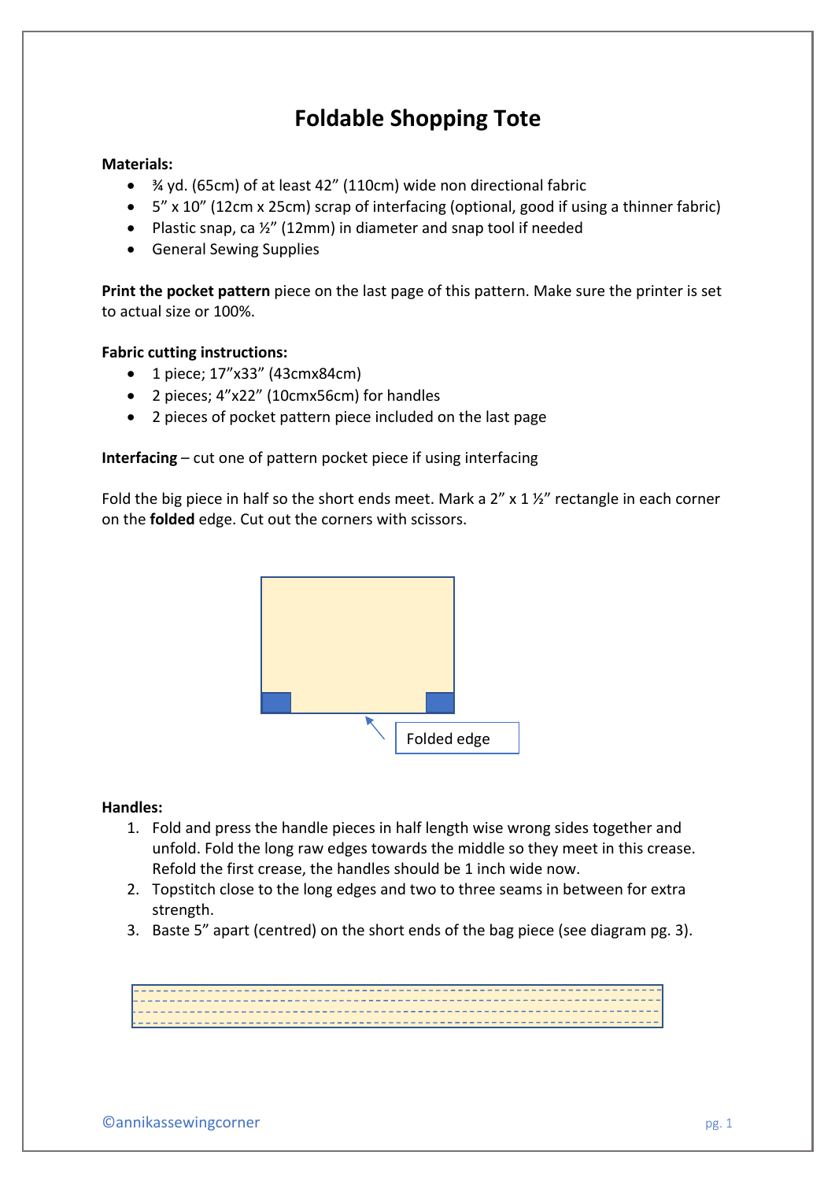# Foldable Shopping Tote

**Materials:**

- ¾ yd. (65cm) of at least 42" (110cm) wide non directional fabric
- 5" x 10" (12cm x 25cm) scrap of interfacing (optional, good if using a thinner fabric)
- Plastic snap, ca ½" (12mm) in diameter and snap tool if needed
- General Sewing Supplies

**Print the pocket pattern** piece on the last page of this pattern. Make sure the printer is set to actual size or 100%.

**Fabric cutting instructions:**

- 1 piece; 17"x33" (43cmx84cm)
- 2 pieces; 4"x22" (10cmx56cm) for handles
- 2 pieces of pocket pattern piece included on the last page

**Interfacing** – cut one of pattern pocket piece if using interfacing

Fold the big piece in half so the short ends meet. Mark a 2" x 1 ½" rectangle in each corner on the **folded** edge. Cut out the corners with scissors.

Folded edge

**Handles:**

1. Fold and press the handle pieces in half length wise wrong sides together and unfold. Fold the long raw edges towards the middle so they meet in this crease. Refold the first crease, the handles should be 1 inch wide now.
2. Topstitch close to the long edges and two to three seams in between for extra strength.
3. Baste 5" apart (centred) on the short ends of the bag piece (see diagram pg. 3).

©annikassewingcorner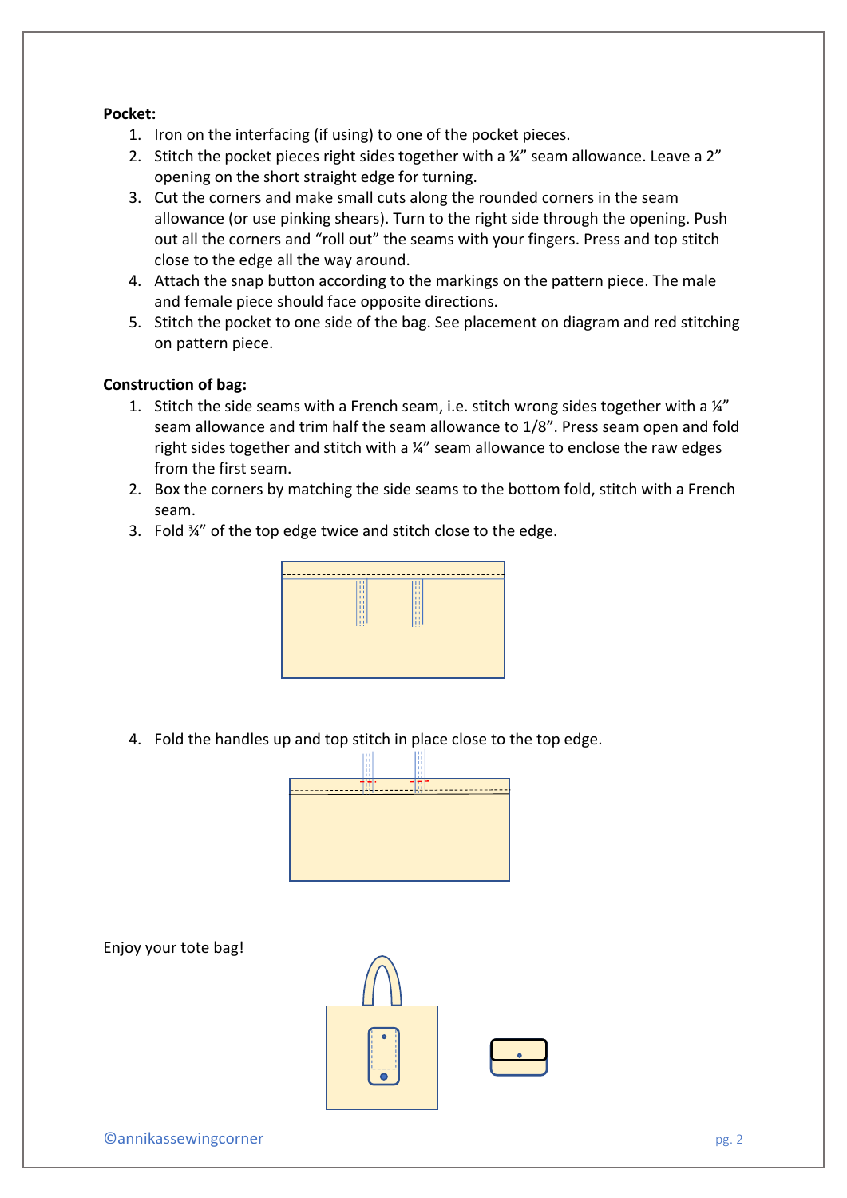**Pocket:**

1. Iron on the interfacing (if using) to one of the pocket pieces.
2. Stitch the pocket pieces right sides together with a ¼" seam allowance. Leave a 2" opening on the short straight edge for turning.
3. Cut the corners and make small cuts along the rounded corners in the seam allowance (or use pinking shears). Turn to the right side through the opening. Push out all the corners and "roll out" the seams with your fingers. Press and top stitch close to the edge all the way around.
4. Attach the snap button according to the markings on the pattern piece. The male and female piece should face opposite directions.
5. Stitch the pocket to one side of the bag. See placement on diagram and red stitching on pattern piece.

**Construction of bag:**

1. Stitch the side seams with a French seam, i.e. stitch wrong sides together with a ¼" seam allowance and trim half the seam allowance to 1/8". Press seam open and fold right sides together and stitch with a ¼" seam allowance to enclose the raw edges from the first seam.
2. Box the corners by matching the side seams to the bottom fold, stitch with a French seam.
3. Fold ¾" of the top edge twice and stitch close to the edge.

4. Fold the handles up and top stitch in place close to the top edge.

Enjoy your tote bag!

©annikassewingcorner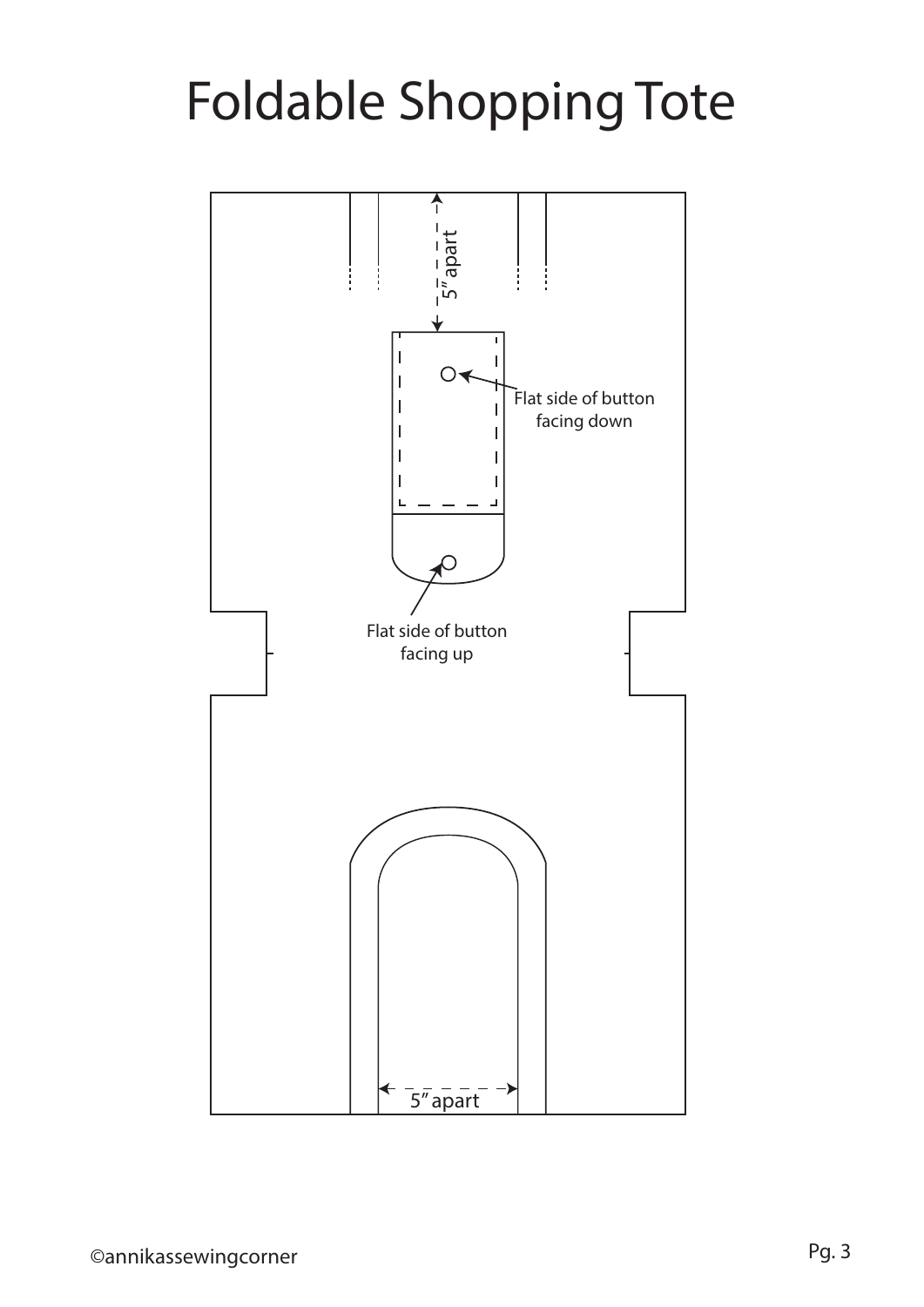# Foldable Shopping Tote

5" apart

Flat side of button facing down

Flat side of button facing up

5" apart

©annikassewingcorner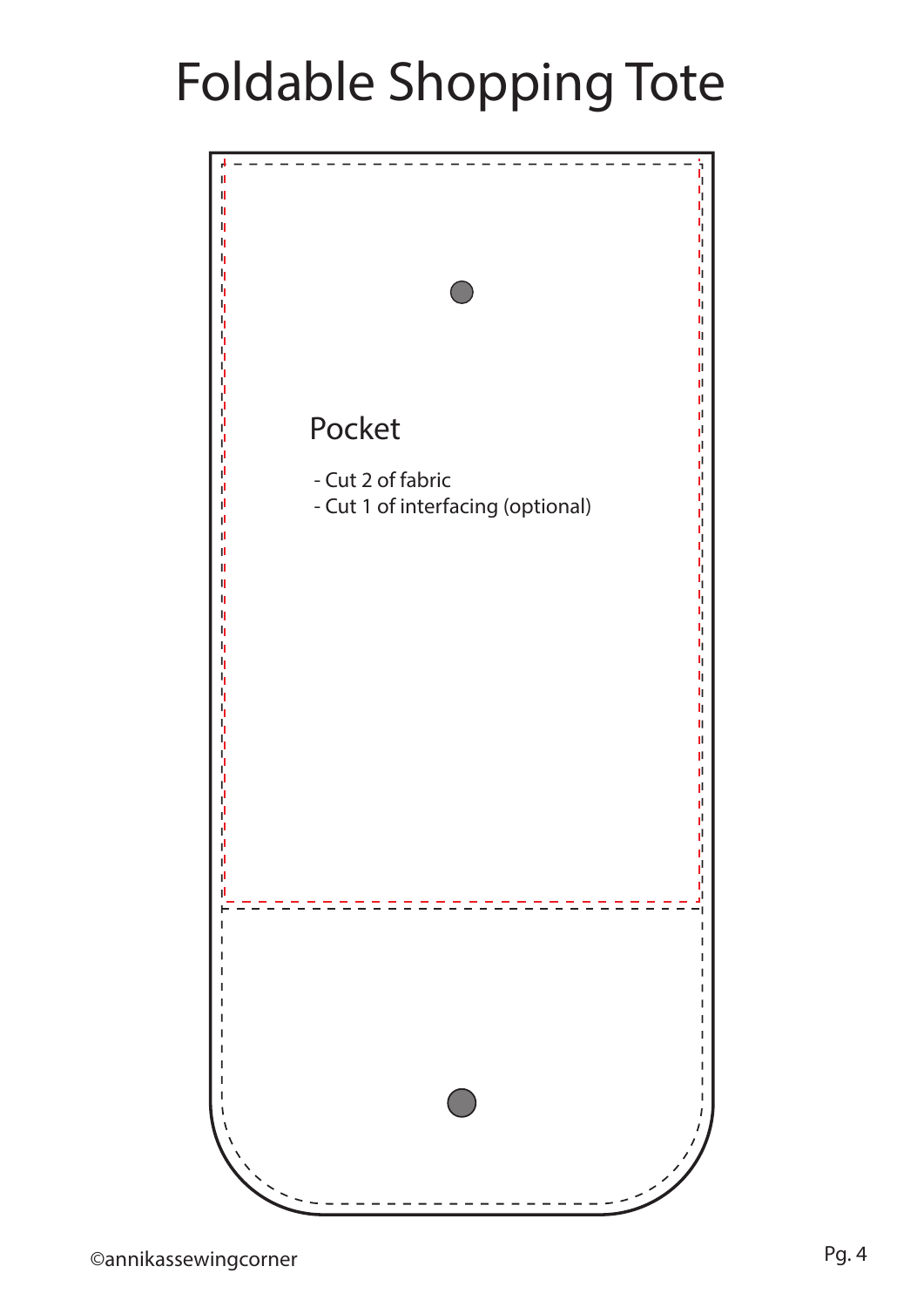# Foldable Shopping Tote

Pocket

- Cut 2 of fabric
- Cut 1 of interfacing (optional)

©annikassewingcorner